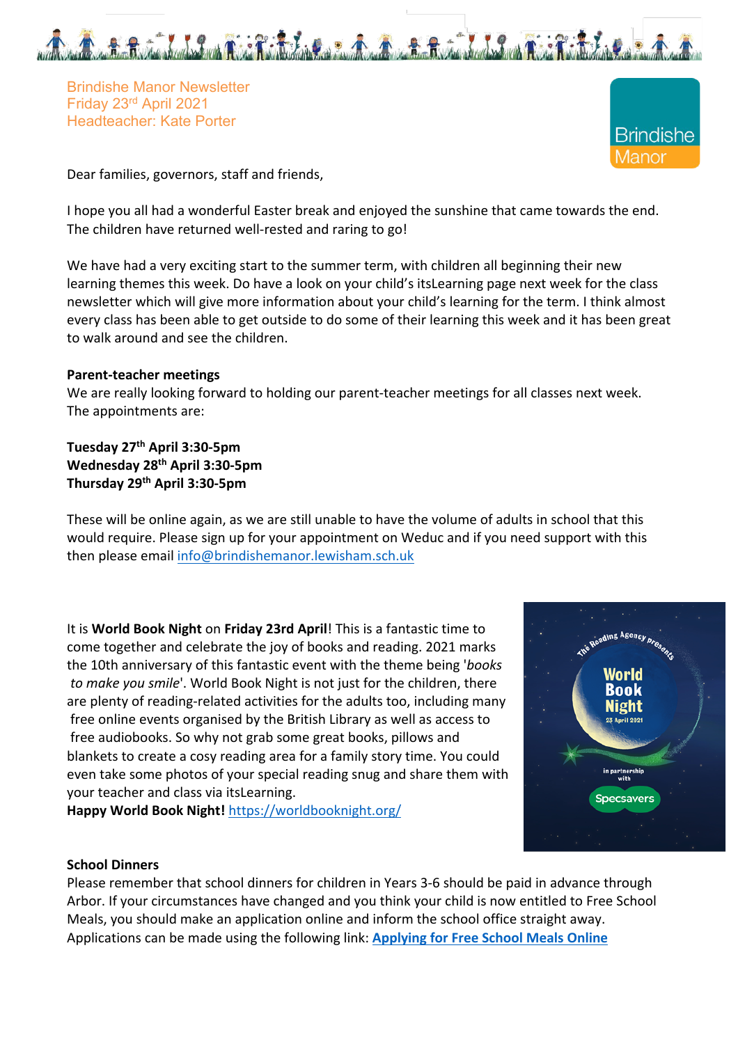Brindishe Manor Newsletter
Friday 23rd April 2021
Headteacher: Kate Porter

Brindishe Manor

Dear families, governors, staff and friends,

I hope you all had a wonderful Easter break and enjoyed the sunshine that came towards the end. The children have returned well-rested and raring to go!

We have had a very exciting start to the summer term, with children all beginning their new learning themes this week. Do have a look on your child's itsLearning page next week for the class newsletter which will give more information about your child's learning for the term. I think almost every class has been able to get outside to do some of their learning this week and it has been great to walk around and see the children.

**Parent-teacher meetings**

We are really looking forward to holding our parent-teacher meetings for all classes next week. The appointments are:

**Tuesday 27th April 3:30-5pm**
**Wednesday 28th April 3:30-5pm**
**Thursday 29th April 3:30-5pm**

These will be online again, as we are still unable to have the volume of adults in school that this would require. Please sign up for your appointment on Weduc and if you need support with this then please email info@brindishemanor.lewisham.sch.uk

It is **World Book Night** on **Friday 23rd April**! This is a fantastic time to come together and celebrate the joy of books and reading. 2021 marks the 10th anniversary of this fantastic event with the theme being '*books to make you smile*'. World Book Night is not just for the children, there are plenty of reading-related activities for the adults too, including many free online events organised by the British Library as well as access to free audiobooks. So why not grab some great books, pillows and blankets to create a cosy reading area for a family story time. You could even take some photos of your special reading snug and share them with your teacher and class via itsLearning.
**Happy World Book Night!** https://worldbooknight.org/

The Reading Agency presents
World Book Night
23 April 2021
in partnership with
Specsavers

**School Dinners**

Please remember that school dinners for children in Years 3-6 should be paid in advance through Arbor. If your circumstances have changed and you think your child is now entitled to Free School Meals, you should make an application online and inform the school office straight away. Applications can be made using the following link: **Applying for Free School Meals Online**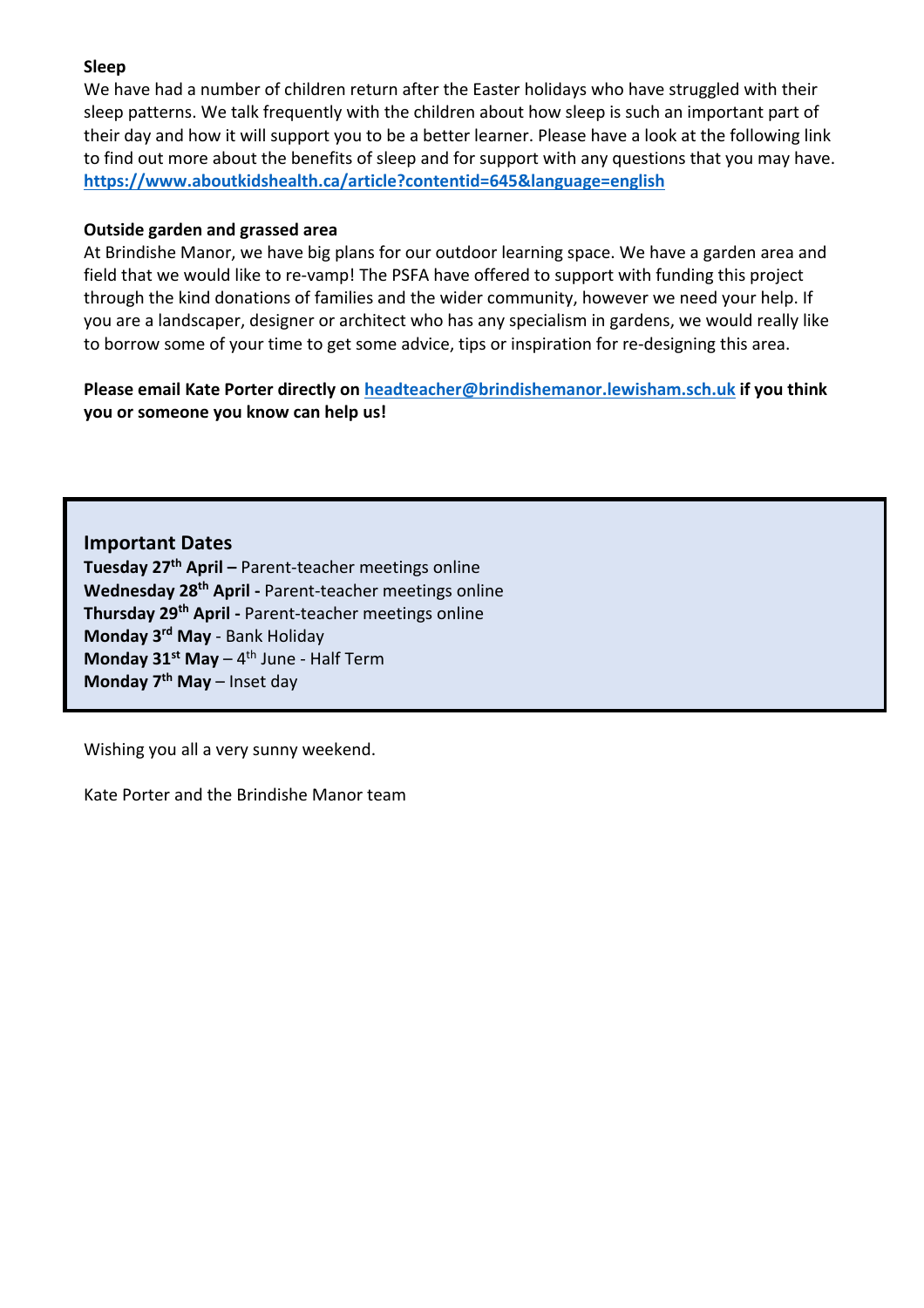**Sleep**

We have had a number of children return after the Easter holidays who have struggled with their sleep patterns. We talk frequently with the children about how sleep is such an important part of their day and how it will support you to be a better learner. Please have a look at the following link to find out more about the benefits of sleep and for support with any questions that you may have. **https://www.aboutkidshealth.ca/article?contentid=645&language=english**

**Outside garden and grassed area**

At Brindishe Manor, we have big plans for our outdoor learning space. We have a garden area and field that we would like to re-vamp! The PSFA have offered to support with funding this project through the kind donations of families and the wider community, however we need your help. If you are a landscaper, designer or architect who has any specialism in gardens, we would really like to borrow some of your time to get some advice, tips or inspiration for re-designing this area.

**Please email Kate Porter directly on headteacher@brindishemanor.lewisham.sch.uk if you think you or someone you know can help us!**

## Important Dates

**Tuesday 27th April –** Parent-teacher meetings online
**Wednesday 28th April -** Parent-teacher meetings online
**Thursday 29th April -** Parent-teacher meetings online
**Monday 3rd May** - Bank Holiday
**Monday 31st May** – 4th June - Half Term
**Monday 7th May** – Inset day

Wishing you all a very sunny weekend.

Kate Porter and the Brindishe Manor team